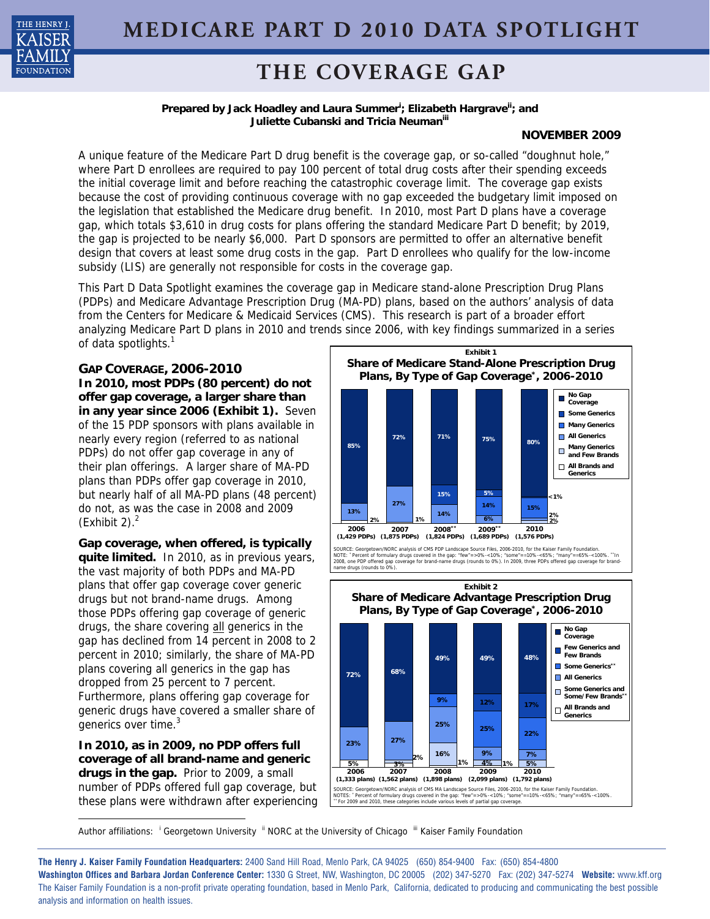# MEDICARE PART D 2010 DATA SPOTLIGHT

## THE COVERAGE GAP

**Prepared by Jack Hoadley and Laura Summer[i]; Elizabeth Hargrave[ii]; and Juliette Cubanski and Tricia Neuman[iii]**

**NOVEMBER 2009**

A unique feature of the Medicare Part D drug benefit is the coverage gap, or so-called "doughnut hole," where Part D enrollees are required to pay 100 percent of total drug costs after their spending exceeds the initial coverage limit and before reaching the catastrophic coverage limit. The coverage gap exists because the cost of providing continuous coverage with no gap exceeded the budgetary limit imposed on the legislation that established the Medicare drug benefit. In 2010, most Part D plans have a coverage gap, which totals $3,610 in drug costs for plans offering the standard Medicare Part D benefit; by 2019, the gap is projected to be nearly $6,000. Part D sponsors are permitted to offer an alternative benefit design that covers at least some drug costs in the gap. Part D enrollees who qualify for the low-income subsidy (LIS) are generally not responsible for costs in the coverage gap.

This Part D Data Spotlight examines the coverage gap in Medicare stand-alone Prescription Drug Plans (PDPs) and Medicare Advantage Prescription Drug (MA-PD) plans, based on the authors' analysis of data from the Centers for Medicare & Medicaid Services (CMS). This research is part of a broader effort analyzing Medicare Part D plans in 2010 and trends since 2006, with key findings summarized in a series of data spotlights.[1]

### GAP COVERAGE, 2006-2010

**In 2010, most PDPs (80 percent) do not offer gap coverage, a larger share than in any year since 2006 (Exhibit 1).** Seven of the 15 PDP sponsors with plans available in nearly every region (referred to as national PDPs) do not offer gap coverage in any of their plan offerings. A larger share of MA-PD plans than PDPs offer gap coverage in 2010, but nearly half of all MA-PD plans (48 percent) do not, as was the case in 2008 and 2009 (Exhibit 2).[2]

**Gap coverage, when offered, is typically quite limited.** In 2010, as in previous years, the vast majority of both PDPs and MA-PD plans that offer gap coverage cover generic drugs but not brand-name drugs. Among those PDPs offering gap coverage of generic drugs, the share covering all generics in the gap has declined from 14 percent in 2008 to 2 percent in 2010; similarly, the share of MA-PD plans covering all generics in the gap has dropped from 25 percent to 7 percent. Furthermore, plans offering gap coverage for generic drugs have covered a smaller share of generics over time.[3]

**In 2010, as in 2009, no PDP offers full coverage of all brand-name and generic drugs in the gap.** Prior to 2009, a small number of PDPs offered full gap coverage, but these plans were withdrawn after experiencing

**Exhibit 1**
**Share of Medicare Stand-Alone Prescription Drug Plans, By Type of Gap Coverage*, 2006-2010**

| Type of Gap Coverage | 2006 (1,429 PDPs) | 2007 (1,875 PDPs) | 2008** (1,824 PDPs) | 2009** (1,689 PDPs) | 2010 (1,576 PDPs) |
|---|---|---|---|---|---|
| No Gap Coverage | 85% | 72% | 71% | 75% | 80% |
| Some Generics | | | | | <1% |
| Many Generics | | | 15% | 5% | 15% |
| All Generics | 13% | 27% | 14% | 14% | 2% |
| Many Generics and Few Brands | | | | 6% | 2% |
| All Brands and Generics | 2% | 1% | | | |

SOURCE: Georgetown/NORC analysis of CMS PDP Landscape Source Files, 2006-2010, for the Kaiser Family Foundation.
NOTE: *Percent of formulary drugs covered in the gap: "few"=>0%-<10%; "some"=10%-<65%; "many"=65%-<100%. **In 2008, one PDP offered gap coverage for brand-name drugs (rounds to 0%). In 2009, three PDPs offered gap coverage for brand-name drugs (rounds to 0%).

**Exhibit 2**
**Share of Medicare Advantage Prescription Drug Plans, By Type of Gap Coverage*, 2006-2010**

| Type of Gap Coverage | 2006 (1,333 plans) | 2007 (1,562 plans) | 2008 (1,898 plans) | 2009 (2,099 plans) | 2010 (1,792 plans) |
|---|---|---|---|---|---|
| No Gap Coverage | 72% | 68% | 49% | 49% | 48% |
| Few Generics and Few Brands | | | 9% | 12% | 17% |
| Some Generics** | | | | 25% | 22% |
| All Generics | 23% | 27% | 25% | 9% | 7% |
| Some Generics and Some/Few Brands** | | | | 4% | 5% |
| All Brands and Generics | 5% | 3% | 16% | 1% | |
| | | 2% | 1% | | |

SOURCE: Georgetown/NORC analysis of CMS MA Landscape Source Files, 2006-2010, for the Kaiser Family Foundation.
NOTES: *Percent of formulary drugs covered in the gap: "few"=>0%-<10%; "some"=10%-<65%; "many"=65%-<100%.
** For 2009 and 2010, these categories include various levels of partial gap coverage.

Author affiliations: [i] Georgetown University [ii] NORC at the University of Chicago [iii] Kaiser Family Foundation

**The Henry J. Kaiser Family Foundation Headquarters:** 2400 Sand Hill Road, Menlo Park, CA 94025 (650) 854-9400 Fax: (650) 854-4800
**Washington Offices and Barbara Jordan Conference Center:** 1330 G Street, NW, Washington, DC 20005 (202) 347-5270 Fax: (202) 347-5274 **Website:** www.kff.org
The Kaiser Family Foundation is a non-profit private operating foundation, based in Menlo Park, California, dedicated to producing and communicating the best possible analysis and information on health issues.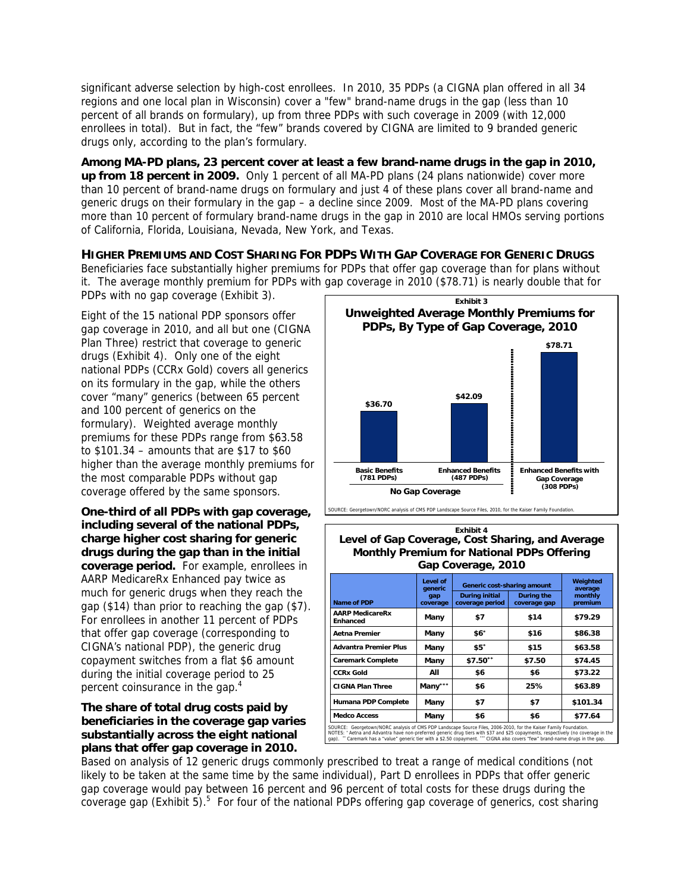significant adverse selection by high-cost enrollees. In 2010, 35 PDPs (a CIGNA plan offered in all 34 regions and one local plan in Wisconsin) cover a "few" brand-name drugs in the gap (less than 10 percent of all brands on formulary), up from three PDPs with such coverage in 2009 (with 12,000 enrollees in total). But in fact, the "few" brands covered by CIGNA are limited to 9 branded generic drugs only, according to the plan's formulary.

**Among MA-PD plans, 23 percent cover at least a few brand-name drugs in the gap in 2010, up from 18 percent in 2009.** Only 1 percent of all MA-PD plans (24 plans nationwide) cover more than 10 percent of brand-name drugs on formulary and just 4 of these plans cover all brand-name and generic drugs on their formulary in the gap – a decline since 2009. Most of the MA-PD plans covering more than 10 percent of formulary brand-name drugs in the gap in 2010 are local HMOs serving portions of California, Florida, Louisiana, Nevada, New York, and Texas.

## HIGHER PREMIUMS AND COST SHARING FOR PDPS WITH GAP COVERAGE FOR GENERIC DRUGS

Beneficiaries face substantially higher premiums for PDPs that offer gap coverage than for plans without it. The average monthly premium for PDPs with gap coverage in 2010 ($78.71) is nearly double that for PDPs with no gap coverage (Exhibit 3).

Eight of the 15 national PDP sponsors offer gap coverage in 2010, and all but one (CIGNA Plan Three) restrict that coverage to generic drugs (Exhibit 4). Only one of the eight national PDPs (CCRx Gold) covers all generics on its formulary in the gap, while the others cover "many" generics (between 65 percent and 100 percent of generics on the formulary). Weighted average monthly premiums for these PDPs range from $63.58 to $101.34 – amounts that are $17 to $60 higher than the average monthly premiums for the most comparable PDPs without gap coverage offered by the same sponsors.

**Exhibit 3**
**Unweighted Average Monthly Premiums for PDPs, By Type of Gap Coverage, 2010**

| | No Gap Coverage | | |
|---|---|---|---|
| | Basic Benefits (781 PDPs) | Enhanced Benefits (487 PDPs) | Enhanced Benefits with Gap Coverage (308 PDPs) |
| Average monthly premium | $36.70 | $42.09 | $78.71 |

SOURCE: Georgetown/NORC analysis of CMS PDP Landscape Source Files, 2010, for the Kaiser Family Foundation.

**One-third of all PDPs with gap coverage, including several of the national PDPs, charge higher cost sharing for generic drugs during the gap than in the initial coverage period.** For example, enrollees in AARP MedicareRx Enhanced pay twice as much for generic drugs when they reach the gap ($14) than prior to reaching the gap ($7). For enrollees in another 11 percent of PDPs that offer gap coverage (corresponding to CIGNA's national PDP), the generic drug copayment switches from a flat $6 amount during the initial coverage period to 25 percent coinsurance in the gap.[4]

**Exhibit 4**
**Level of Gap Coverage, Cost Sharing, and Average Monthly Premium for National PDPs Offering Gap Coverage, 2010**

| Name of PDP | Level of generic gap coverage | Generic cost-sharing amount | | Weighted average monthly premium |
|---|---|---|---|---|
| | | During initial coverage period | During the coverage gap | |
| AARP MedicareRx Enhanced | Many | $7 | $14 | $79.29 |
| Aetna Premier | Many | $6* | $16 | $86.38 |
| Advantra Premier Plus | Many | $5* | $15 | $63.58 |
| Caremark Complete | Many | $7.50** | $7.50 | $74.45 |
| CCRx Gold | All | $6 | $6 | $73.22 |
| CIGNA Plan Three | Many*** | $6 | 25% | $63.89 |
| Humana PDP Complete | Many | $7 | $7 | $101.34 |
| Medco Access | Many | $6 | $6 | $77.64 |

SOURCE: Georgetown/NORC analysis of CMS PDP Landscape Source Files, 2006-2010, for the Kaiser Family Foundation.
NOTES: * Aetna and Advantra have non-preferred generic drug tiers with $37 and $25 copayments, respectively (no coverage in the gap). ** Caremark has a "value" generic tier with a $2.50 copayment. *** CIGNA also covers "few" brand-name drugs in the gap.

**The share of total drug costs paid by beneficiaries in the coverage gap varies substantially across the eight national plans that offer gap coverage in 2010.** Based on analysis of 12 generic drugs commonly prescribed to treat a range of medical conditions (not likely to be taken at the same time by the same individual), Part D enrollees in PDPs that offer generic gap coverage would pay between 16 percent and 96 percent of total costs for these drugs during the coverage gap (Exhibit 5).[5] For four of the national PDPs offering gap coverage of generics, cost sharing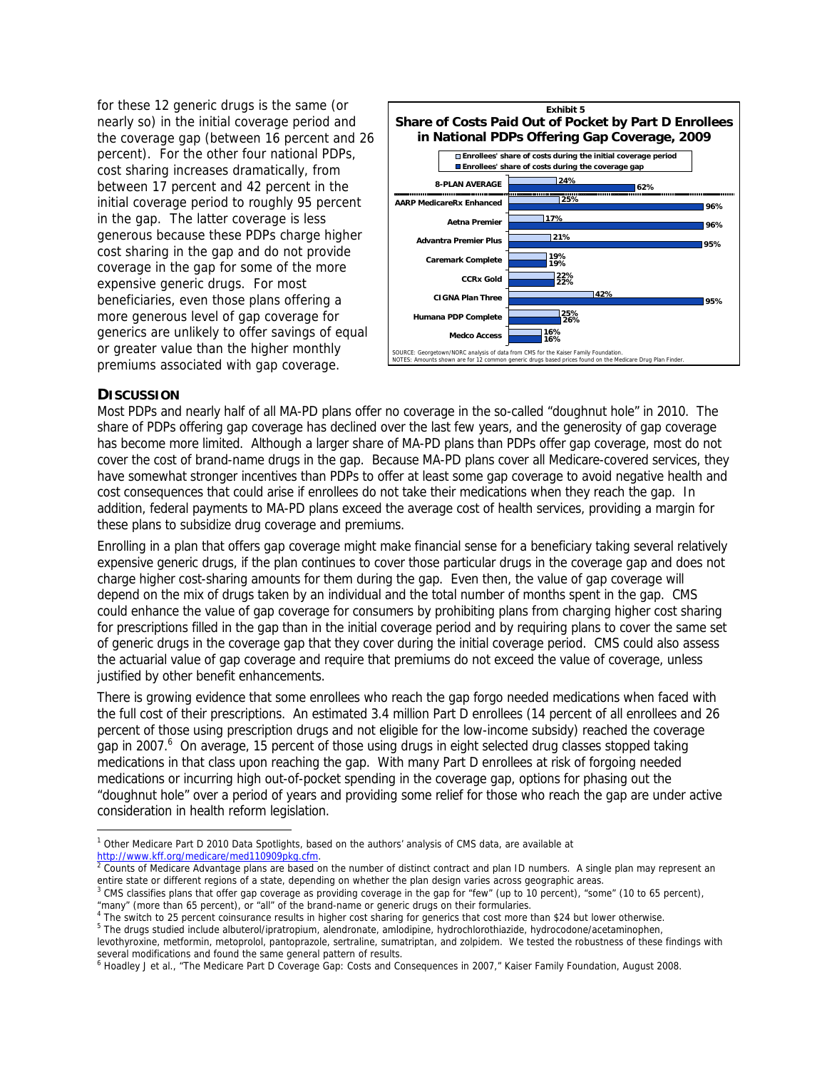for these 12 generic drugs is the same (or nearly so) in the initial coverage period and the coverage gap (between 16 percent and 26 percent). For the other four national PDPs, cost sharing increases dramatically, from between 17 percent and 42 percent in the initial coverage period to roughly 95 percent in the gap. The latter coverage is less generous because these PDPs charge higher cost sharing in the gap and do not provide coverage in the gap for some of the more expensive generic drugs. For most beneficiaries, even those plans offering a more generous level of gap coverage for generics are unlikely to offer savings of equal or greater value than the higher monthly premiums associated with gap coverage.

Exhibit 5

**Share of Costs Paid Out of Pocket by Part D Enrollees in National PDPs Offering Gap Coverage, 2009**

Enrollees' share of costs during the initial coverage period

Enrollees' share of costs during the coverage gap

8-PLAN AVERAGE 24% 62%

AARP MedicareRx Enhanced 25% 96%

Aetna Premier 17% 96%

Advantra Premier Plus 21% 95%

Caremark Complete 19% 19%

CCRx Gold 22% 22%

CIGNA Plan Three 42% 95%

Humana PDP Complete 25% 26%

Medco Access 16% 16%

SOURCE: Georgetown/NORC analysis of data from CMS for the Kaiser Family Foundation.
NOTES: Amounts shown are for 12 common generic drugs based prices found on the Medicare Drug Plan Finder.

## DISCUSSION

Most PDPs and nearly half of all MA-PD plans offer no coverage in the so-called "doughnut hole" in 2010. The share of PDPs offering gap coverage has declined over the last few years, and the generosity of gap coverage has become more limited. Although a larger share of MA-PD plans than PDPs offer gap coverage, most do not cover the cost of brand-name drugs in the gap. Because MA-PD plans cover all Medicare-covered services, they have somewhat stronger incentives than PDPs to offer at least some gap coverage to avoid negative health and cost consequences that could arise if enrollees do not take their medications when they reach the gap. In addition, federal payments to MA-PD plans exceed the average cost of health services, providing a margin for these plans to subsidize drug coverage and premiums.

Enrolling in a plan that offers gap coverage might make financial sense for a beneficiary taking several relatively expensive generic drugs, if the plan continues to cover those particular drugs in the coverage gap and does not charge higher cost-sharing amounts for them during the gap. Even then, the value of gap coverage will depend on the mix of drugs taken by an individual and the total number of months spent in the gap. CMS could enhance the value of gap coverage for consumers by prohibiting plans from charging higher cost sharing for prescriptions filled in the gap than in the initial coverage period and by requiring plans to cover the same set of generic drugs in the coverage gap that they cover during the initial coverage period. CMS could also assess the actuarial value of gap coverage and require that premiums do not exceed the value of coverage, unless justified by other benefit enhancements.

There is growing evidence that some enrollees who reach the gap forgo needed medications when faced with the full cost of their prescriptions. An estimated 3.4 million Part D enrollees (14 percent of all enrollees and 26 percent of those using prescription drugs and not eligible for the low-income subsidy) reached the coverage gap in 2007.[6] On average, 15 percent of those using drugs in eight selected drug classes stopped taking medications in that class upon reaching the gap. With many Part D enrollees at risk of forgoing needed medications or incurring high out-of-pocket spending in the coverage gap, options for phasing out the "doughnut hole" over a period of years and providing some relief for those who reach the gap are under active consideration in health reform legislation.

---

[1] Other Medicare Part D 2010 Data Spotlights, based on the authors' analysis of CMS data, are available at http://www.kff.org/medicare/med110909pkg.cfm.

[2] Counts of Medicare Advantage plans are based on the number of distinct contract and plan ID numbers. A single plan may represent an entire state or different regions of a state, depending on whether the plan design varies across geographic areas.

[3] CMS classifies plans that offer gap coverage as providing coverage in the gap for "few" (up to 10 percent), "some" (10 to 65 percent), "many" (more than 65 percent), or "all" of the brand-name or generic drugs on their formularies.

[4] The switch to 25 percent coinsurance results in higher cost sharing for generics that cost more than $24 but lower otherwise.

[5] The drugs studied include albuterol/ipratropium, alendronate, amlodipine, hydrochlorothiazide, hydrocodone/acetaminophen, levothyroxine, metformin, metoprolol, pantoprazole, sertraline, sumatriptan, and zolpidem. We tested the robustness of these findings with several modifications and found the same general pattern of results.

[6] Hoadley J et al., "The Medicare Part D Coverage Gap: Costs and Consequences in 2007," Kaiser Family Foundation, August 2008.